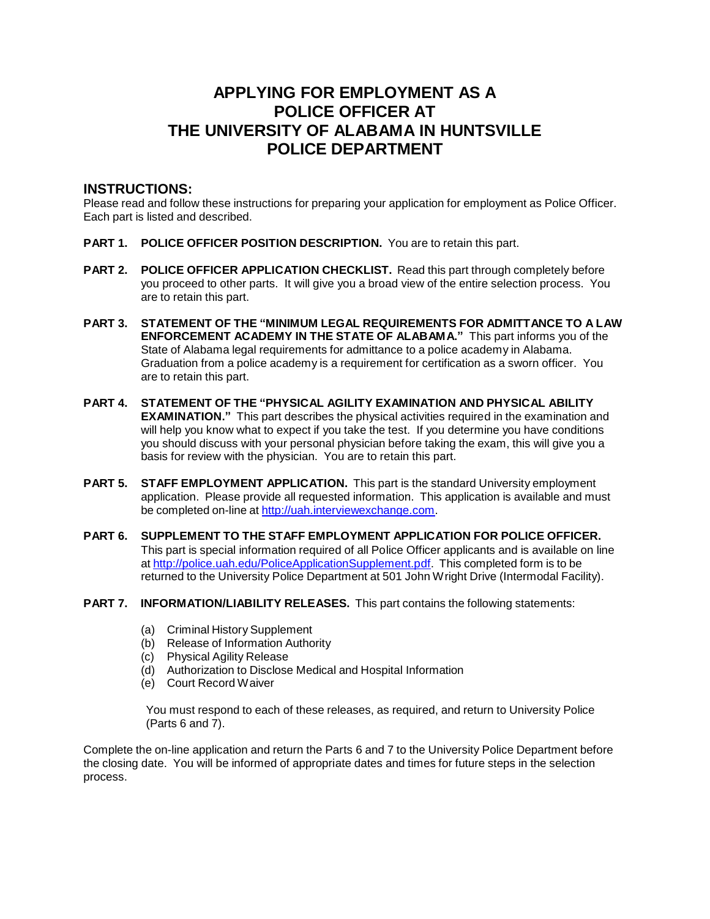# APPLYING FOR EMPLOYMENT AS A POLICE OFFICER AT THE UNIVERSITY OF ALABAMA IN HUNTSVILLE POLICE DEPARTMENT

## INSTRUCTIONS:

Please read and follow these instructions for preparing your application for employment as Police Officer. Each part is listed and described.

**PART 1. POLICE OFFICER POSITION DESCRIPTION.** You are to retain this part.

**PART 2. POLICE OFFICER APPLICATION CHECKLIST.** Read this part through completely before you proceed to other parts. It will give you a broad view of the entire selection process. You are to retain this part.

**PART 3. STATEMENT OF THE "MINIMUM LEGAL REQUIREMENTS FOR ADMITTANCE TO A LAW ENFORCEMENT ACADEMY IN THE STATE OF ALABAMA."** This part informs you of the State of Alabama legal requirements for admittance to a police academy in Alabama. Graduation from a police academy is a requirement for certification as a sworn officer. You are to retain this part.

**PART 4. STATEMENT OF THE "PHYSICAL AGILITY EXAMINATION AND PHYSICAL ABILITY EXAMINATION."** This part describes the physical activities required in the examination and will help you know what to expect if you take the test. If you determine you have conditions you should discuss with your personal physician before taking the exam, this will give you a basis for review with the physician. You are to retain this part.

**PART 5. STAFF EMPLOYMENT APPLICATION.** This part is the standard University employment application. Please provide all requested information. This application is available and must be completed on-line at http://uah.interviewexchange.com.

**PART 6. SUPPLEMENT TO THE STAFF EMPLOYMENT APPLICATION FOR POLICE OFFICER.** This part is special information required of all Police Officer applicants and is available on line at http://police.uah.edu/PoliceApplicationSupplement.pdf. This completed form is to be returned to the University Police Department at 501 John Wright Drive (Intermodal Facility).

**PART 7. INFORMATION/LIABILITY RELEASES.** This part contains the following statements:

(a) Criminal History Supplement
(b) Release of Information Authority
(c) Physical Agility Release
(d) Authorization to Disclose Medical and Hospital Information
(e) Court Record Waiver

You must respond to each of these releases, as required, and return to University Police (Parts 6 and 7).

Complete the on-line application and return the Parts 6 and 7 to the University Police Department before the closing date. You will be informed of appropriate dates and times for future steps in the selection process.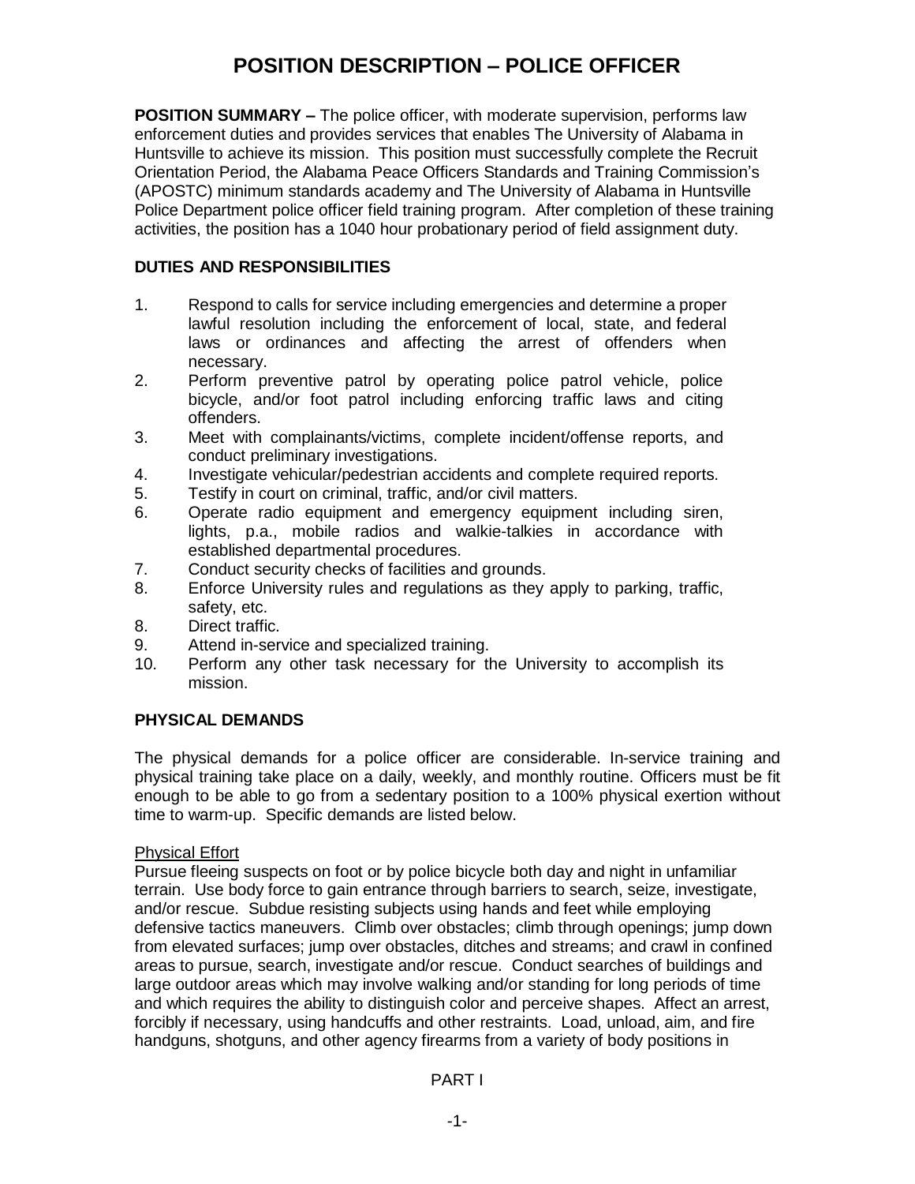# POSITION DESCRIPTION – POLICE OFFICER

**POSITION SUMMARY –** The police officer, with moderate supervision, performs law enforcement duties and provides services that enables The University of Alabama in Huntsville to achieve its mission. This position must successfully complete the Recruit Orientation Period, the Alabama Peace Officers Standards and Training Commission's (APOSTC) minimum standards academy and The University of Alabama in Huntsville Police Department police officer field training program. After completion of these training activities, the position has a 1040 hour probationary period of field assignment duty.

## DUTIES AND RESPONSIBILITIES

1. Respond to calls for service including emergencies and determine a proper lawful resolution including the enforcement of local, state, and federal laws or ordinances and affecting the arrest of offenders when necessary.
2. Perform preventive patrol by operating police patrol vehicle, police bicycle, and/or foot patrol including enforcing traffic laws and citing offenders.
3. Meet with complainants/victims, complete incident/offense reports, and conduct preliminary investigations.
4. Investigate vehicular/pedestrian accidents and complete required reports.
5. Testify in court on criminal, traffic, and/or civil matters.
6. Operate radio equipment and emergency equipment including siren, lights, p.a., mobile radios and walkie-talkies in accordance with established departmental procedures.
7. Conduct security checks of facilities and grounds.
8. Enforce University rules and regulations as they apply to parking, traffic, safety, etc.
8. Direct traffic.
9. Attend in-service and specialized training.
10. Perform any other task necessary for the University to accomplish its mission.

## PHYSICAL DEMANDS

The physical demands for a police officer are considerable. In-service training and physical training take place on a daily, weekly, and monthly routine. Officers must be fit enough to be able to go from a sedentary position to a 100% physical exertion without time to warm-up. Specific demands are listed below.

Physical Effort

Pursue fleeing suspects on foot or by police bicycle both day and night in unfamiliar terrain. Use body force to gain entrance through barriers to search, seize, investigate, and/or rescue. Subdue resisting subjects using hands and feet while employing defensive tactics maneuvers. Climb over obstacles; climb through openings; jump down from elevated surfaces; jump over obstacles, ditches and streams; and crawl in confined areas to pursue, search, investigate and/or rescue. Conduct searches of buildings and large outdoor areas which may involve walking and/or standing for long periods of time and which requires the ability to distinguish color and perceive shapes. Affect an arrest, forcibly if necessary, using handcuffs and other restraints. Load, unload, aim, and fire handguns, shotguns, and other agency firearms from a variety of body positions in

PART I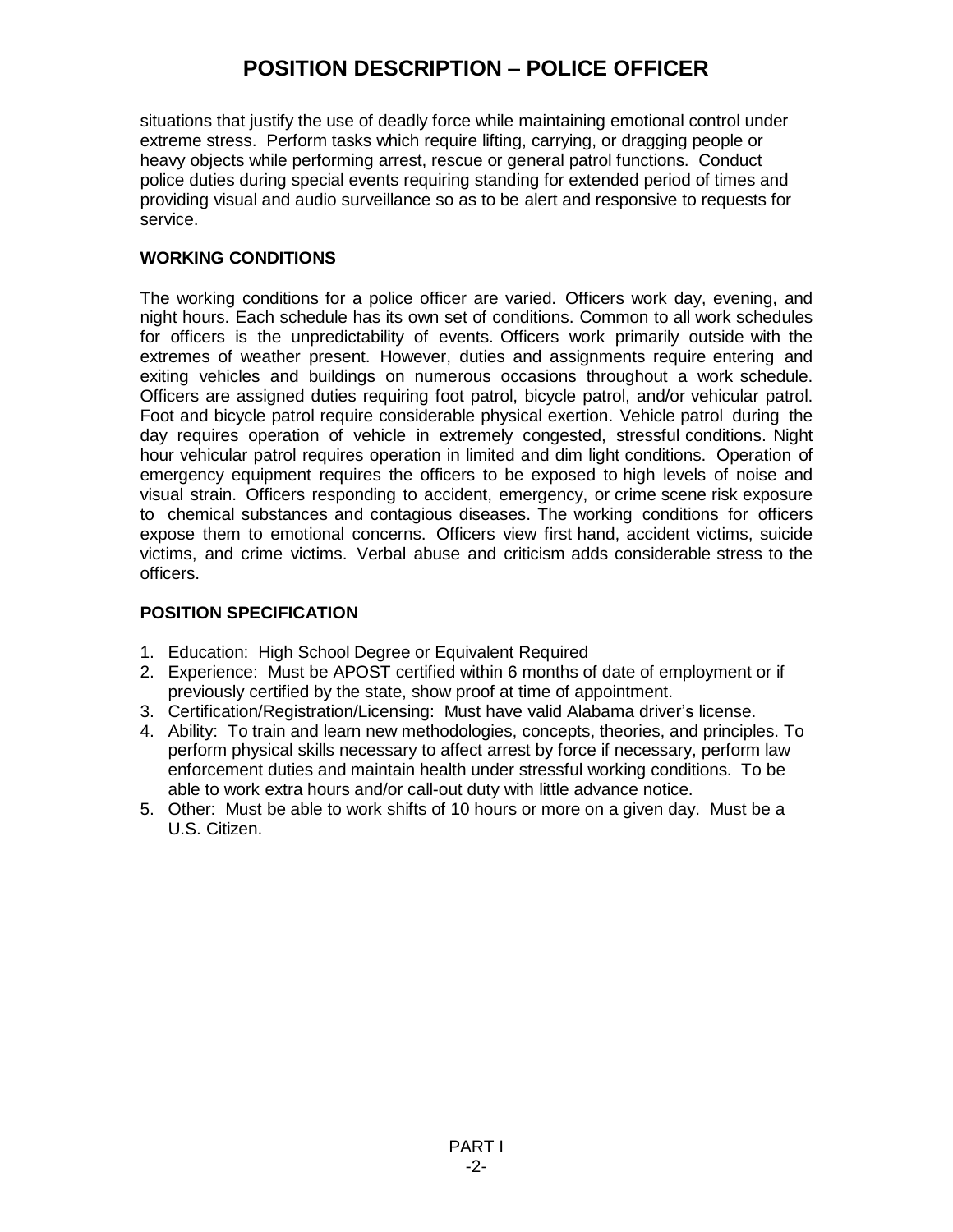situations that justify the use of deadly force while maintaining emotional control under extreme stress. Perform tasks which require lifting, carrying, or dragging people or heavy objects while performing arrest, rescue or general patrol functions. Conduct police duties during special events requiring standing for extended period of times and providing visual and audio surveillance so as to be alert and responsive to requests for service.

## WORKING CONDITIONS

The working conditions for a police officer are varied. Officers work day, evening, and night hours. Each schedule has its own set of conditions. Common to all work schedules for officers is the unpredictability of events. Officers work primarily outside with the extremes of weather present. However, duties and assignments require entering and exiting vehicles and buildings on numerous occasions throughout a work schedule. Officers are assigned duties requiring foot patrol, bicycle patrol, and/or vehicular patrol. Foot and bicycle patrol require considerable physical exertion. Vehicle patrol during the day requires operation of vehicle in extremely congested, stressful conditions. Night hour vehicular patrol requires operation in limited and dim light conditions. Operation of emergency equipment requires the officers to be exposed to high levels of noise and visual strain. Officers responding to accident, emergency, or crime scene risk exposure to chemical substances and contagious diseases. The working conditions for officers expose them to emotional concerns. Officers view first hand, accident victims, suicide victims, and crime victims. Verbal abuse and criticism adds considerable stress to the officers.

## POSITION SPECIFICATION

1. Education: High School Degree or Equivalent Required
2. Experience: Must be APOST certified within 6 months of date of employment or if previously certified by the state, show proof at time of appointment.
3. Certification/Registration/Licensing: Must have valid Alabama driver's license.
4. Ability: To train and learn new methodologies, concepts, theories, and principles. To perform physical skills necessary to affect arrest by force if necessary, perform law enforcement duties and maintain health under stressful working conditions. To be able to work extra hours and/or call-out duty with little advance notice.
5. Other: Must be able to work shifts of 10 hours or more on a given day. Must be a U.S. Citizen.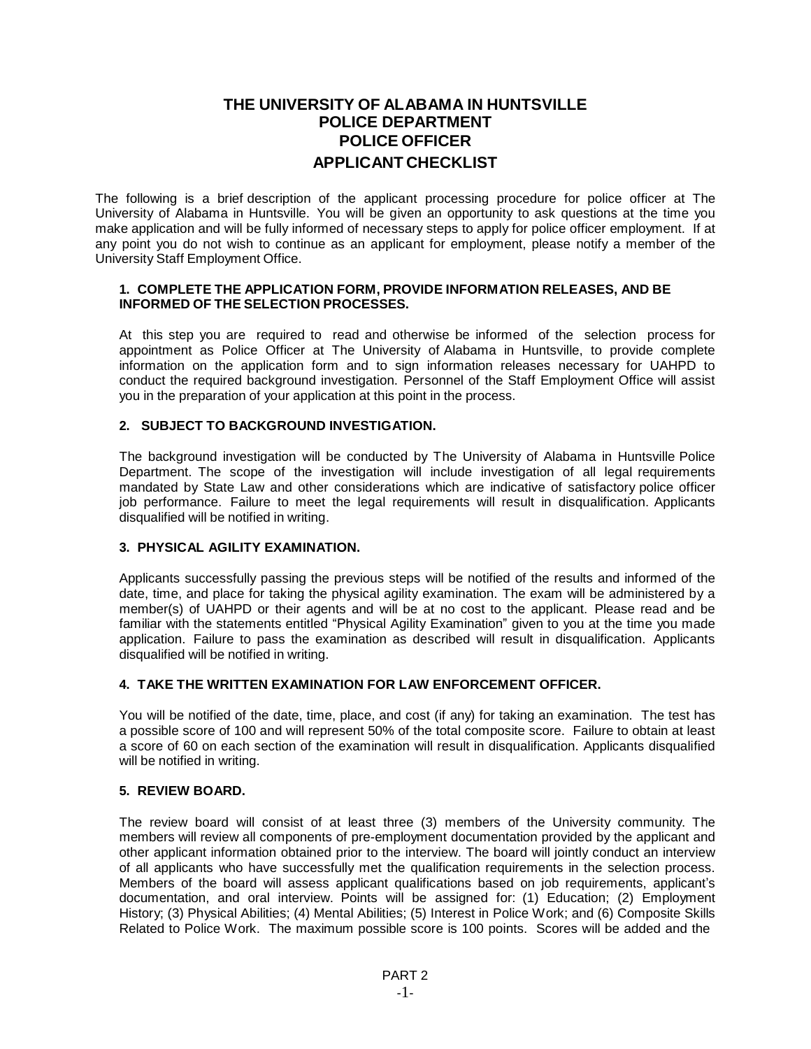# THE UNIVERSITY OF ALABAMA IN HUNTSVILLE
## POLICE DEPARTMENT
## POLICE OFFICER
## APPLICANT CHECKLIST

The following is a brief description of the applicant processing procedure for police officer at The University of Alabama in Huntsville. You will be given an opportunity to ask questions at the time you make application and will be fully informed of necessary steps to apply for police officer employment. If at any point you do not wish to continue as an applicant for employment, please notify a member of the University Staff Employment Office.

**1. COMPLETE THE APPLICATION FORM, PROVIDE INFORMATION RELEASES, AND BE INFORMED OF THE SELECTION PROCESSES.**

At this step you are required to read and otherwise be informed of the selection process for appointment as Police Officer at The University of Alabama in Huntsville, to provide complete information on the application form and to sign information releases necessary for UAHPD to conduct the required background investigation. Personnel of the Staff Employment Office will assist you in the preparation of your application at this point in the process.

**2. SUBJECT TO BACKGROUND INVESTIGATION.**

The background investigation will be conducted by The University of Alabama in Huntsville Police Department. The scope of the investigation will include investigation of all legal requirements mandated by State Law and other considerations which are indicative of satisfactory police officer job performance. Failure to meet the legal requirements will result in disqualification. Applicants disqualified will be notified in writing.

**3. PHYSICAL AGILITY EXAMINATION.**

Applicants successfully passing the previous steps will be notified of the results and informed of the date, time, and place for taking the physical agility examination. The exam will be administered by a member(s) of UAHPD or their agents and will be at no cost to the applicant. Please read and be familiar with the statements entitled "Physical Agility Examination" given to you at the time you made application. Failure to pass the examination as described will result in disqualification. Applicants disqualified will be notified in writing.

**4. TAKE THE WRITTEN EXAMINATION FOR LAW ENFORCEMENT OFFICER.**

You will be notified of the date, time, place, and cost (if any) for taking an examination. The test has a possible score of 100 and will represent 50% of the total composite score. Failure to obtain at least a score of 60 on each section of the examination will result in disqualification. Applicants disqualified will be notified in writing.

**5. REVIEW BOARD.**

The review board will consist of at least three (3) members of the University community. The members will review all components of pre-employment documentation provided by the applicant and other applicant information obtained prior to the interview. The board will jointly conduct an interview of all applicants who have successfully met the qualification requirements in the selection process. Members of the board will assess applicant qualifications based on job requirements, applicant's documentation, and oral interview. Points will be assigned for: (1) Education; (2) Employment History; (3) Physical Abilities; (4) Mental Abilities; (5) Interest in Police Work; and (6) Composite Skills Related to Police Work. The maximum possible score is 100 points. Scores will be added and the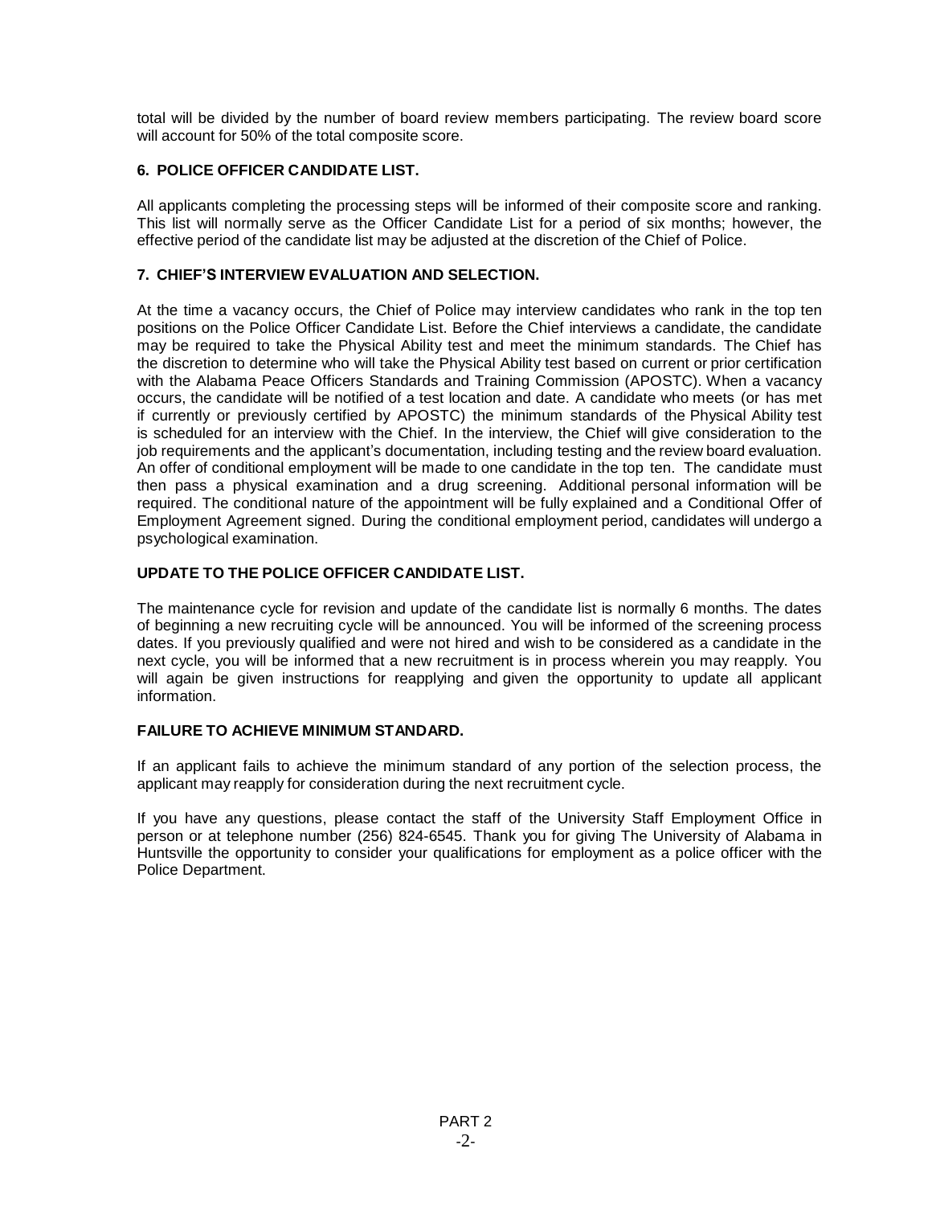total will be divided by the number of board review members participating. The review board score will account for 50% of the total composite score.

### 6. POLICE OFFICER CANDIDATE LIST.

All applicants completing the processing steps will be informed of their composite score and ranking. This list will normally serve as the Officer Candidate List for a period of six months; however, the effective period of the candidate list may be adjusted at the discretion of the Chief of Police.

### 7. CHIEF'S INTERVIEW EVALUATION AND SELECTION.

At the time a vacancy occurs, the Chief of Police may interview candidates who rank in the top ten positions on the Police Officer Candidate List. Before the Chief interviews a candidate, the candidate may be required to take the Physical Ability test and meet the minimum standards. The Chief has the discretion to determine who will take the Physical Ability test based on current or prior certification with the Alabama Peace Officers Standards and Training Commission (APOSTC). When a vacancy occurs, the candidate will be notified of a test location and date. A candidate who meets (or has met if currently or previously certified by APOSTC) the minimum standards of the Physical Ability test is scheduled for an interview with the Chief. In the interview, the Chief will give consideration to the job requirements and the applicant's documentation, including testing and the review board evaluation. An offer of conditional employment will be made to one candidate in the top ten. The candidate must then pass a physical examination and a drug screening. Additional personal information will be required. The conditional nature of the appointment will be fully explained and a Conditional Offer of Employment Agreement signed. During the conditional employment period, candidates will undergo a psychological examination.

### UPDATE TO THE POLICE OFFICER CANDIDATE LIST.

The maintenance cycle for revision and update of the candidate list is normally 6 months. The dates of beginning a new recruiting cycle will be announced. You will be informed of the screening process dates. If you previously qualified and were not hired and wish to be considered as a candidate in the next cycle, you will be informed that a new recruitment is in process wherein you may reapply. You will again be given instructions for reapplying and given the opportunity to update all applicant information.

### FAILURE TO ACHIEVE MINIMUM STANDARD.

If an applicant fails to achieve the minimum standard of any portion of the selection process, the applicant may reapply for consideration during the next recruitment cycle.

If you have any questions, please contact the staff of the University Staff Employment Office in person or at telephone number (256) 824-6545. Thank you for giving The University of Alabama in Huntsville the opportunity to consider your qualifications for employment as a police officer with the Police Department.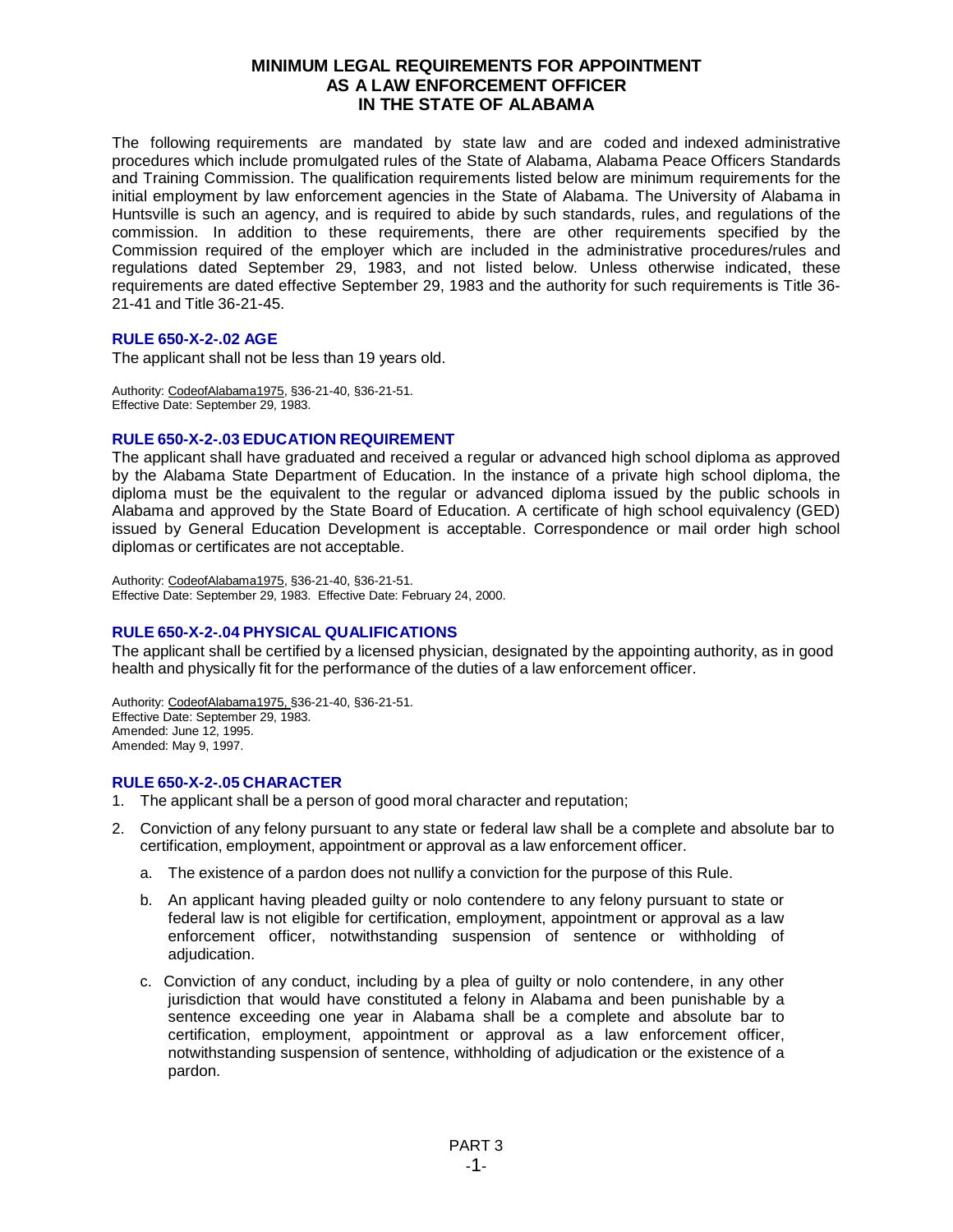# MINIMUM LEGAL REQUIREMENTS FOR APPOINTMENT AS A LAW ENFORCEMENT OFFICER IN THE STATE OF ALABAMA

The following requirements are mandated by state law and are coded and indexed administrative procedures which include promulgated rules of the State of Alabama, Alabama Peace Officers Standards and Training Commission. The qualification requirements listed below are minimum requirements for the initial employment by law enforcement agencies in the State of Alabama. The University of Alabama in Huntsville is such an agency, and is required to abide by such standards, rules, and regulations of the commission. In addition to these requirements, there are other requirements specified by the Commission required of the employer which are included in the administrative procedures/rules and regulations dated September 29, 1983, and not listed below. Unless otherwise indicated, these requirements are dated effective September 29, 1983 and the authority for such requirements is Title 36-21-41 and Title 36-21-45.

### RULE 650-X-2-.02 AGE

The applicant shall not be less than 19 years old.

Authority: CodeofAlabama1975, §36-21-40, §36-21-51.
Effective Date: September 29, 1983.

### RULE 650-X-2-.03 EDUCATION REQUIREMENT

The applicant shall have graduated and received a regular or advanced high school diploma as approved by the Alabama State Department of Education. In the instance of a private high school diploma, the diploma must be the equivalent to the regular or advanced diploma issued by the public schools in Alabama and approved by the State Board of Education. A certificate of high school equivalency (GED) issued by General Education Development is acceptable. Correspondence or mail order high school diplomas or certificates are not acceptable.

Authority: CodeofAlabama1975, §36-21-40, §36-21-51.
Effective Date: September 29, 1983. Effective Date: February 24, 2000.

### RULE 650-X-2-.04 PHYSICAL QUALIFICATIONS

The applicant shall be certified by a licensed physician, designated by the appointing authority, as in good health and physically fit for the performance of the duties of a law enforcement officer.

Authority: CodeofAlabama1975, §36-21-40, §36-21-51.
Effective Date: September 29, 1983.
Amended: June 12, 1995.
Amended: May 9, 1997.

### RULE 650-X-2-.05 CHARACTER

1. The applicant shall be a person of good moral character and reputation;
2. Conviction of any felony pursuant to any state or federal law shall be a complete and absolute bar to certification, employment, appointment or approval as a law enforcement officer.
   a. The existence of a pardon does not nullify a conviction for the purpose of this Rule.
   b. An applicant having pleaded guilty or nolo contendere to any felony pursuant to state or federal law is not eligible for certification, employment, appointment or approval as a law enforcement officer, notwithstanding suspension of sentence or withholding of adjudication.
   c. Conviction of any conduct, including by a plea of guilty or nolo contendere, in any other jurisdiction that would have constituted a felony in Alabama and been punishable by a sentence exceeding one year in Alabama shall be a complete and absolute bar to certification, employment, appointment or approval as a law enforcement officer, notwithstanding suspension of sentence, withholding of adjudication or the existence of a pardon.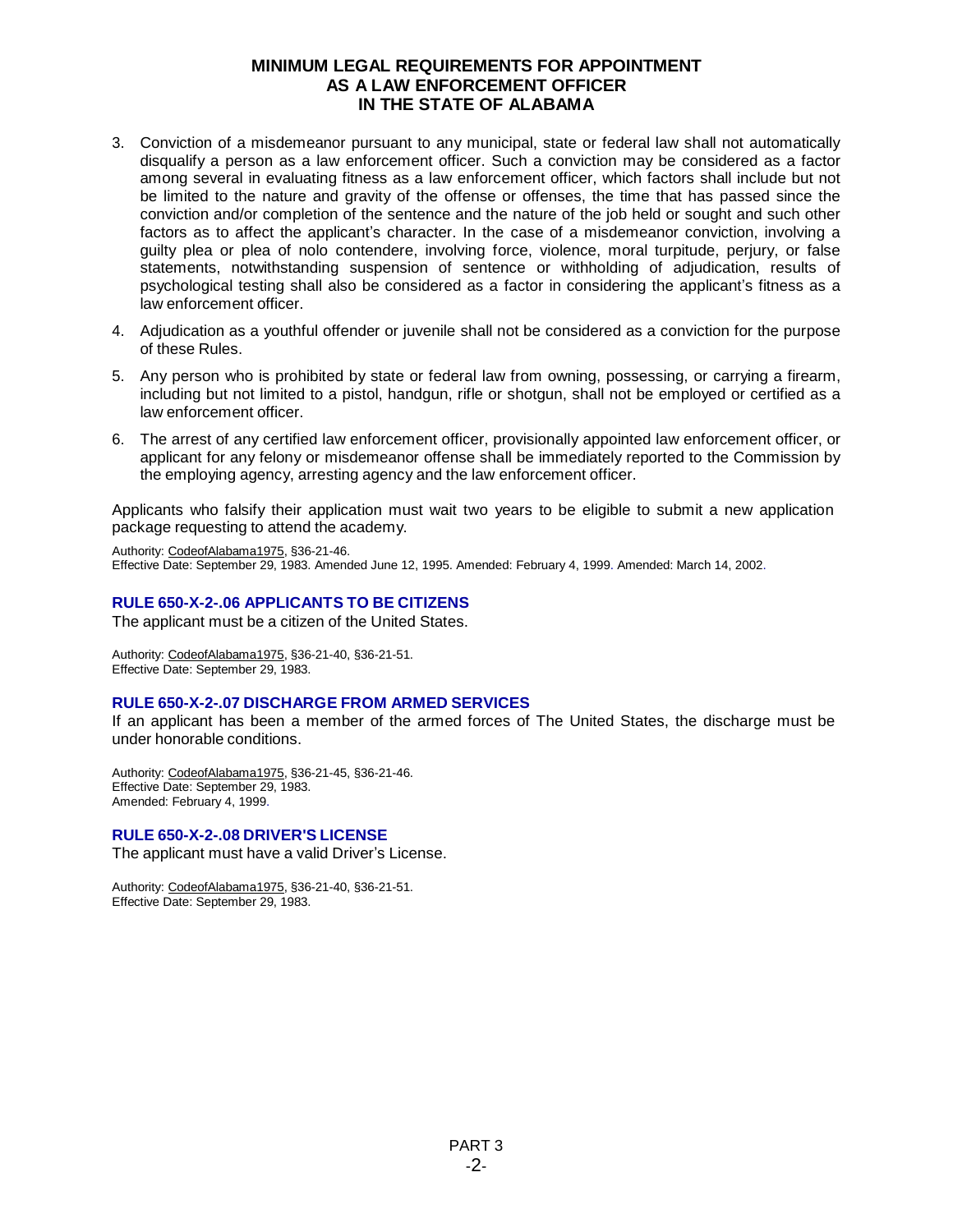3. Conviction of a misdemeanor pursuant to any municipal, state or federal law shall not automatically disqualify a person as a law enforcement officer. Such a conviction may be considered as a factor among several in evaluating fitness as a law enforcement officer, which factors shall include but not be limited to the nature and gravity of the offense or offenses, the time that has passed since the conviction and/or completion of the sentence and the nature of the job held or sought and such other factors as to affect the applicant's character. In the case of a misdemeanor conviction, involving a guilty plea or plea of nolo contendere, involving force, violence, moral turpitude, perjury, or false statements, notwithstanding suspension of sentence or withholding of adjudication, results of psychological testing shall also be considered as a factor in considering the applicant's fitness as a law enforcement officer.
4. Adjudication as a youthful offender or juvenile shall not be considered as a conviction for the purpose of these Rules.
5. Any person who is prohibited by state or federal law from owning, possessing, or carrying a firearm, including but not limited to a pistol, handgun, rifle or shotgun, shall not be employed or certified as a law enforcement officer.
6. The arrest of any certified law enforcement officer, provisionally appointed law enforcement officer, or applicant for any felony or misdemeanor offense shall be immediately reported to the Commission by the employing agency, arresting agency and the law enforcement officer.

Applicants who falsify their application must wait two years to be eligible to submit a new application package requesting to attend the academy.

Authority: CodeofAlabama1975, §36-21-46.
Effective Date: September 29, 1983. Amended June 12, 1995. Amended: February 4, 1999. Amended: March 14, 2002.

### RULE 650-X-2-.06 APPLICANTS TO BE CITIZENS

The applicant must be a citizen of the United States.

Authority: CodeofAlabama1975, §36-21-40, §36-21-51.
Effective Date: September 29, 1983.

### RULE 650-X-2-.07 DISCHARGE FROM ARMED SERVICES

If an applicant has been a member of the armed forces of The United States, the discharge must be under honorable conditions.

Authority: CodeofAlabama1975, §36-21-45, §36-21-46.
Effective Date: September 29, 1983.
Amended: February 4, 1999.

### RULE 650-X-2-.08 DRIVER'S LICENSE

The applicant must have a valid Driver's License.

Authority: CodeofAlabama1975, §36-21-40, §36-21-51.
Effective Date: September 29, 1983.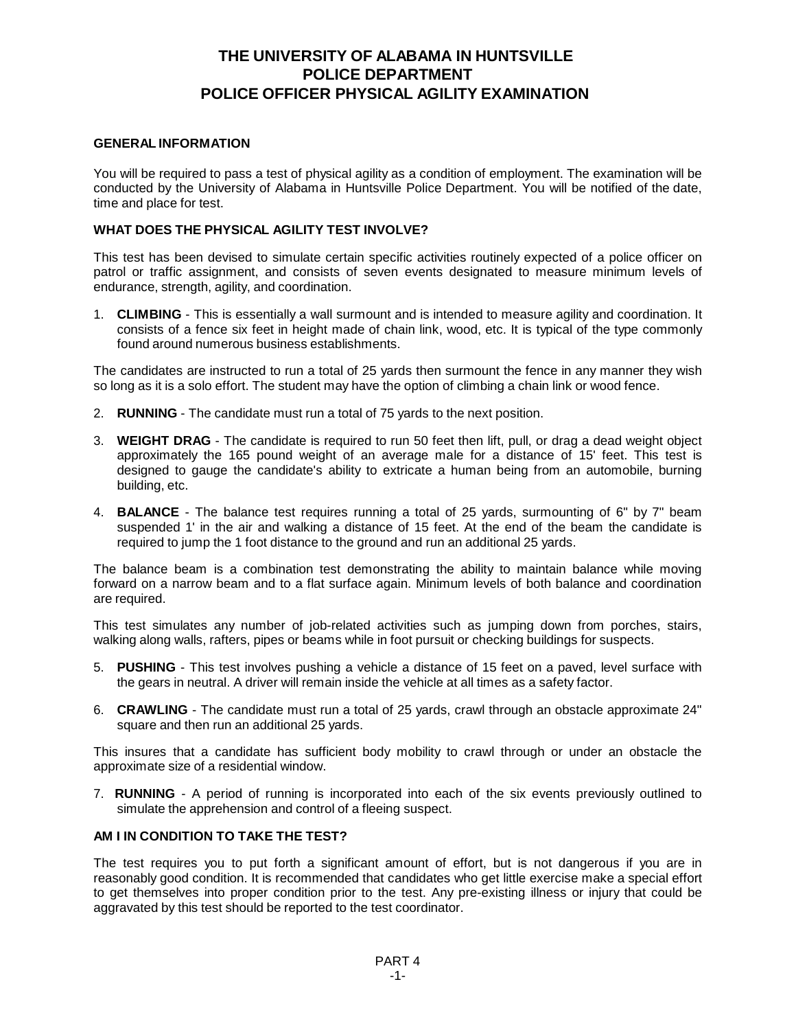# THE UNIVERSITY OF ALABAMA IN HUNTSVILLE POLICE DEPARTMENT POLICE OFFICER PHYSICAL AGILITY EXAMINATION

### GENERAL INFORMATION

You will be required to pass a test of physical agility as a condition of employment. The examination will be conducted by the University of Alabama in Huntsville Police Department. You will be notified of the date, time and place for test.

### WHAT DOES THE PHYSICAL AGILITY TEST INVOLVE?

This test has been devised to simulate certain specific activities routinely expected of a police officer on patrol or traffic assignment, and consists of seven events designated to measure minimum levels of endurance, strength, agility, and coordination.

1. **CLIMBING** - This is essentially a wall surmount and is intended to measure agility and coordination. It consists of a fence six feet in height made of chain link, wood, etc. It is typical of the type commonly found around numerous business establishments.

The candidates are instructed to run a total of 25 yards then surmount the fence in any manner they wish so long as it is a solo effort. The student may have the option of climbing a chain link or wood fence.

2. **RUNNING** - The candidate must run a total of 75 yards to the next position.

3. **WEIGHT DRAG** - The candidate is required to run 50 feet then lift, pull, or drag a dead weight object approximately the 165 pound weight of an average male for a distance of 15' feet. This test is designed to gauge the candidate's ability to extricate a human being from an automobile, burning building, etc.

4. **BALANCE** - The balance test requires running a total of 25 yards, surmounting of 6" by 7" beam suspended 1' in the air and walking a distance of 15 feet. At the end of the beam the candidate is required to jump the 1 foot distance to the ground and run an additional 25 yards.

The balance beam is a combination test demonstrating the ability to maintain balance while moving forward on a narrow beam and to a flat surface again. Minimum levels of both balance and coordination are required.

This test simulates any number of job-related activities such as jumping down from porches, stairs, walking along walls, rafters, pipes or beams while in foot pursuit or checking buildings for suspects.

5. **PUSHING** - This test involves pushing a vehicle a distance of 15 feet on a paved, level surface with the gears in neutral. A driver will remain inside the vehicle at all times as a safety factor.

6. **CRAWLING** - The candidate must run a total of 25 yards, crawl through an obstacle approximate 24" square and then run an additional 25 yards.

This insures that a candidate has sufficient body mobility to crawl through or under an obstacle the approximate size of a residential window.

7. **RUNNING** - A period of running is incorporated into each of the six events previously outlined to simulate the apprehension and control of a fleeing suspect.

### AM I IN CONDITION TO TAKE THE TEST?

The test requires you to put forth a significant amount of effort, but is not dangerous if you are in reasonably good condition. It is recommended that candidates who get little exercise make a special effort to get themselves into proper condition prior to the test. Any pre-existing illness or injury that could be aggravated by this test should be reported to the test coordinator.

PART 4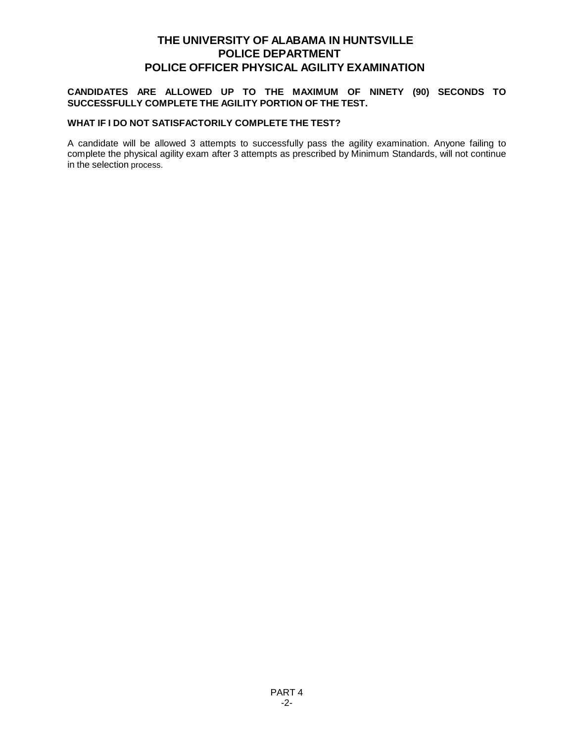# THE UNIVERSITY OF ALABAMA IN HUNTSVILLE
## POLICE DEPARTMENT
## POLICE OFFICER PHYSICAL AGILITY EXAMINATION

**CANDIDATES ARE ALLOWED UP TO THE MAXIMUM OF NINETY (90) SECONDS TO SUCCESSFULLY COMPLETE THE AGILITY PORTION OF THE TEST.**

**WHAT IF I DO NOT SATISFACTORILY COMPLETE THE TEST?**

A candidate will be allowed 3 attempts to successfully pass the agility examination. Anyone failing to complete the physical agility exam after 3 attempts as prescribed by Minimum Standards, will not continue in the selection process.

PART 4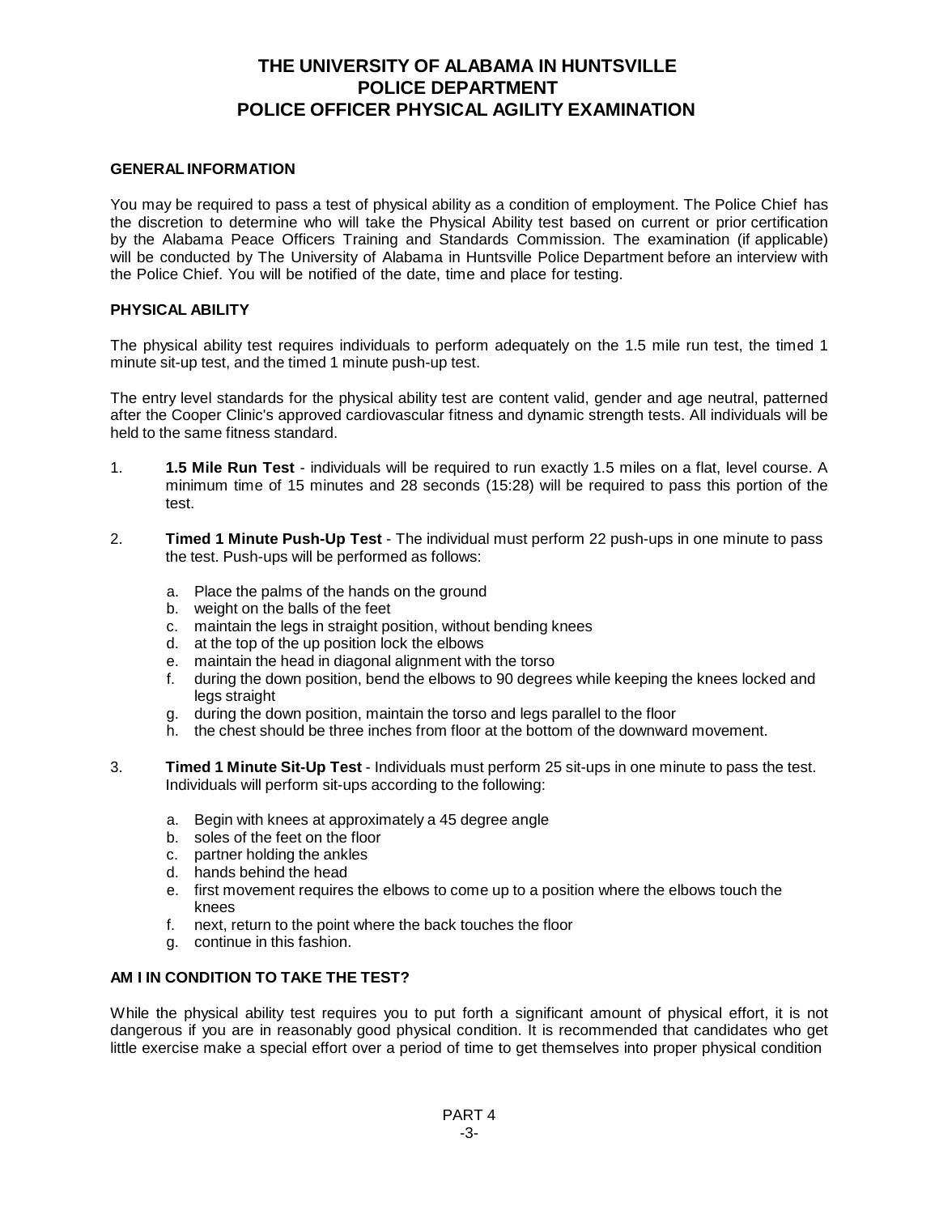# THE UNIVERSITY OF ALABAMA IN HUNTSVILLE POLICE DEPARTMENT POLICE OFFICER PHYSICAL AGILITY EXAMINATION

## GENERAL INFORMATION

You may be required to pass a test of physical ability as a condition of employment. The Police Chief has the discretion to determine who will take the Physical Ability test based on current or prior certification by the Alabama Peace Officers Training and Standards Commission. The examination (if applicable) will be conducted by The University of Alabama in Huntsville Police Department before an interview with the Police Chief. You will be notified of the date, time and place for testing.

## PHYSICAL ABILITY

The physical ability test requires individuals to perform adequately on the 1.5 mile run test, the timed 1 minute sit-up test, and the timed 1 minute push-up test.

The entry level standards for the physical ability test are content valid, gender and age neutral, patterned after the Cooper Clinic's approved cardiovascular fitness and dynamic strength tests. All individuals will be held to the same fitness standard.

1. **1.5 Mile Run Test** - individuals will be required to run exactly 1.5 miles on a flat, level course. A minimum time of 15 minutes and 28 seconds (15:28) will be required to pass this portion of the test.

2. **Timed 1 Minute Push-Up Test** - The individual must perform 22 push-ups in one minute to pass the test. Push-ups will be performed as follows:

   a. Place the palms of the hands on the ground
   b. weight on the balls of the feet
   c. maintain the legs in straight position, without bending knees
   d. at the top of the up position lock the elbows
   e. maintain the head in diagonal alignment with the torso
   f. during the down position, bend the elbows to 90 degrees while keeping the knees locked and legs straight
   g. during the down position, maintain the torso and legs parallel to the floor
   h. the chest should be three inches from floor at the bottom of the downward movement.

3. **Timed 1 Minute Sit-Up Test** - Individuals must perform 25 sit-ups in one minute to pass the test. Individuals will perform sit-ups according to the following:

   a. Begin with knees at approximately a 45 degree angle
   b. soles of the feet on the floor
   c. partner holding the ankles
   d. hands behind the head
   e. first movement requires the elbows to come up to a position where the elbows touch the knees
   f. next, return to the point where the back touches the floor
   g. continue in this fashion.

## AM I IN CONDITION TO TAKE THE TEST?

While the physical ability test requires you to put forth a significant amount of physical effort, it is not dangerous if you are in reasonably good physical condition. It is recommended that candidates who get little exercise make a special effort over a period of time to get themselves into proper physical condition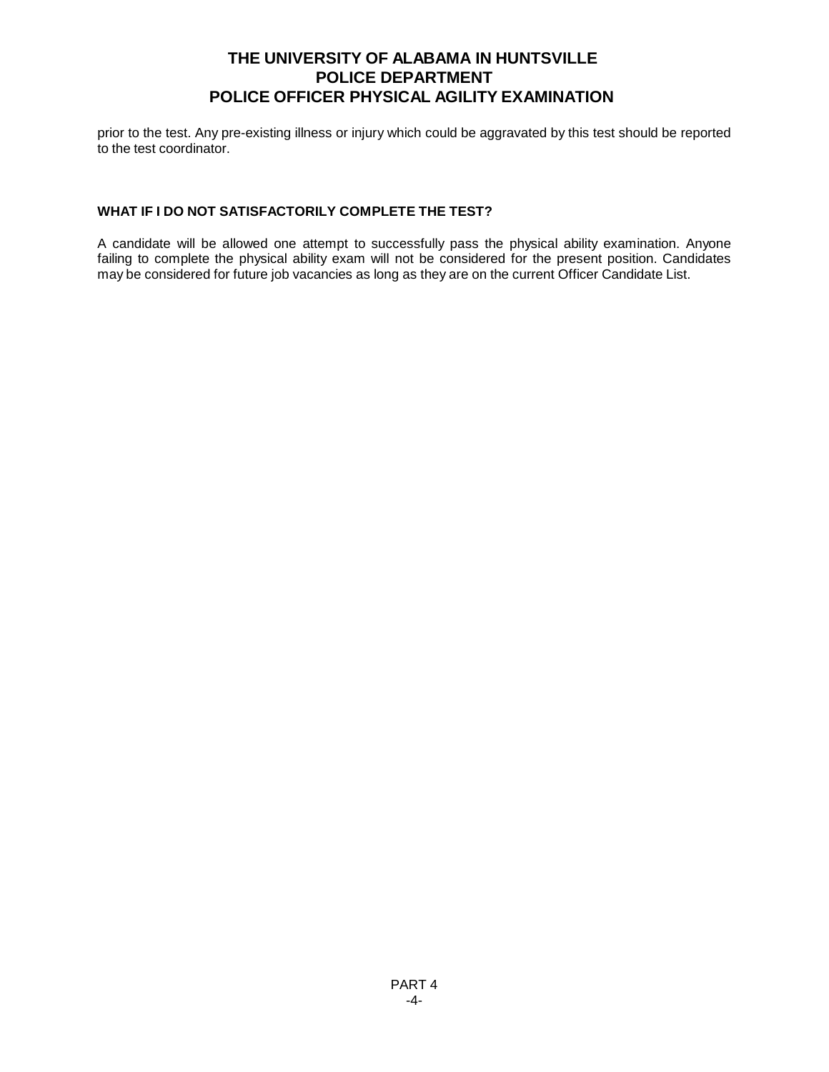prior to the test. Any pre-existing illness or injury which could be aggravated by this test should be reported to the test coordinator.

**WHAT IF I DO NOT SATISFACTORILY COMPLETE THE TEST?**

A candidate will be allowed one attempt to successfully pass the physical ability examination. Anyone failing to complete the physical ability exam will not be considered for the present position. Candidates may be considered for future job vacancies as long as they are on the current Officer Candidate List.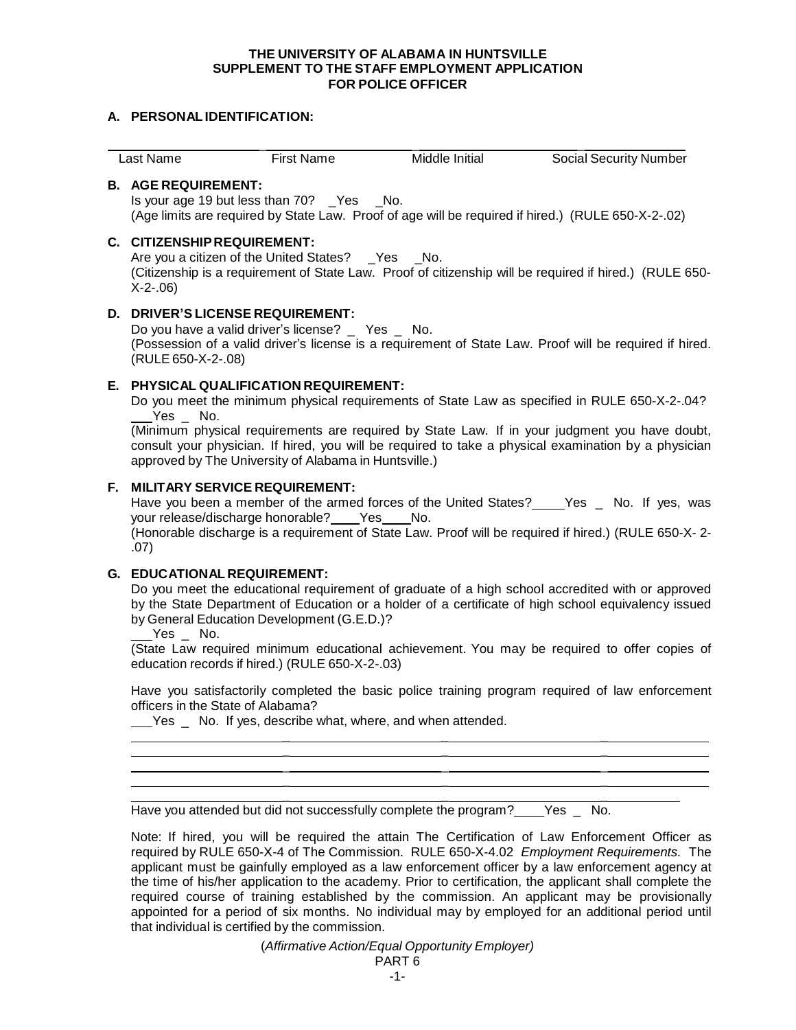**THE UNIVERSITY OF ALABAMA IN HUNTSVILLE**
**SUPPLEMENT TO THE STAFF EMPLOYMENT APPLICATION**
**FOR POLICE OFFICER**

**A. PERSONAL IDENTIFICATION:**

| Last Name | First Name | Middle Initial | Social Security Number |
|---|---|---|---|

**B. AGE REQUIREMENT:**

Is your age 19 but less than 70? _Yes _No.
(Age limits are required by State Law. Proof of age will be required if hired.) (RULE 650-X-2-.02)

**C. CITIZENSHIP REQUIREMENT:**

Are you a citizen of the United States? _Yes _No.
(Citizenship is a requirement of State Law. Proof of citizenship will be required if hired.) (RULE 650-X-2-.06)

**D. DRIVER'S LICENSE REQUIREMENT:**

Do you have a valid driver's license? _ Yes _ No.
(Possession of a valid driver's license is a requirement of State Law. Proof will be required if hired. (RULE 650-X-2-.08)

**E. PHYSICAL QUALIFICATION REQUIREMENT:**

Do you meet the minimum physical requirements of State Law as specified in RULE 650-X-2-.04? ___Yes _ No.
(Minimum physical requirements are required by State Law. If in your judgment you have doubt, consult your physician. If hired, you will be required to take a physical examination by a physician approved by The University of Alabama in Huntsville.)

**F. MILITARY SERVICE REQUIREMENT:**

Have you been a member of the armed forces of the United States?____Yes _ No. If yes, was your release/discharge honorable?____Yes____No.
(Honorable discharge is a requirement of State Law. Proof will be required if hired.) (RULE 650-X- 2-.07)

**G. EDUCATIONAL REQUIREMENT:**

Do you meet the educational requirement of graduate of a high school accredited with or approved by the State Department of Education or a holder of a certificate of high school equivalency issued by General Education Development (G.E.D.)?
___Yes _ No.
(State Law required minimum educational achievement. You may be required to offer copies of education records if hired.) (RULE 650-X-2-.03)

Have you satisfactorily completed the basic police training program required of law enforcement officers in the State of Alabama?
___Yes _ No. If yes, describe what, where, and when attended.

______________________________________________________________________________
______________________________________________________________________________
______________________________________________________________________________
______________________________________________________________________________
______________________________________________________________________________

Have you attended but did not successfully complete the program?____Yes _ No.

Note: If hired, you will be required the attain The Certification of Law Enforcement Officer as required by RULE 650-X-4 of The Commission. RULE 650-X-4.02 *Employment Requirements.* The applicant must be gainfully employed as a law enforcement officer by a law enforcement agency at the time of his/her application to the academy. Prior to certification, the applicant shall complete the required course of training established by the commission. An applicant may be provisionally appointed for a period of six months. No individual may by employed for an additional period until that individual is certified by the commission.

(*Affirmative Action/Equal Opportunity Employer)*
PART 6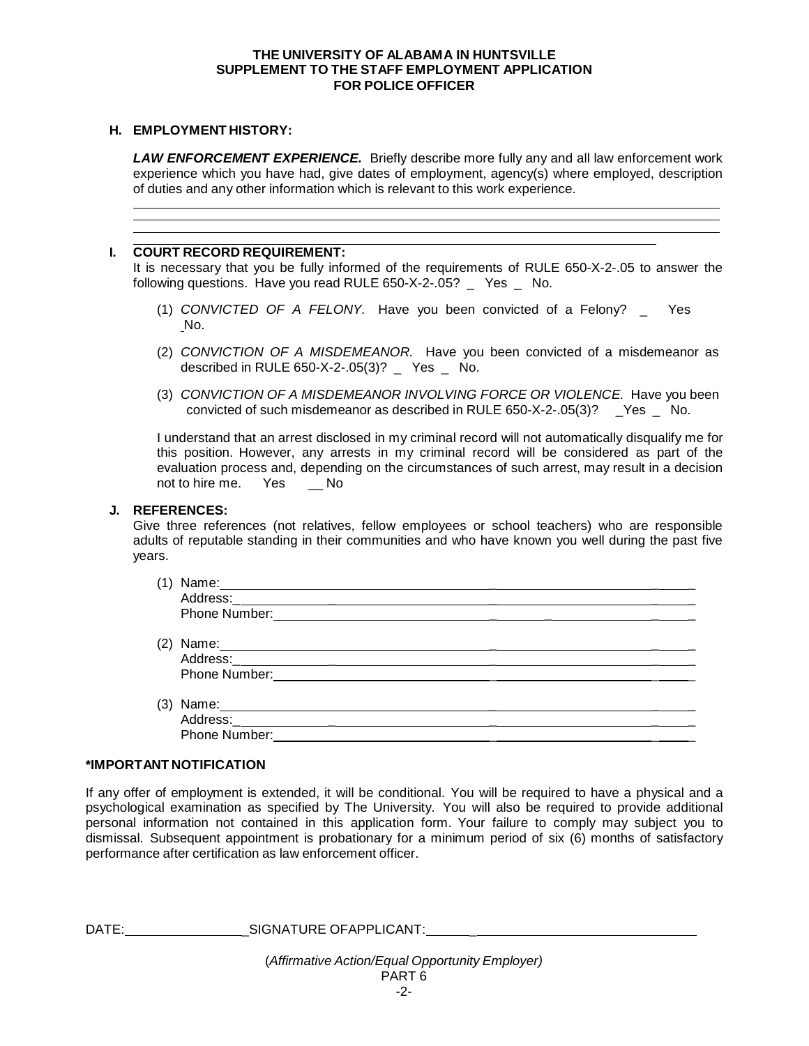**THE UNIVERSITY OF ALABAMA IN HUNTSVILLE**
**SUPPLEMENT TO THE STAFF EMPLOYMENT APPLICATION**
**FOR POLICE OFFICER**

**H. EMPLOYMENT HISTORY:**

***LAW ENFORCEMENT EXPERIENCE.*** Briefly describe more fully any and all law enforcement work experience which you have had, give dates of employment, agency(s) where employed, description of duties and any other information which is relevant to this work experience.

______________________________________________________________________________
______________________________________________________________________________
______________________________________________________________________________
______________________________________________________________________________

**I. COURT RECORD REQUIREMENT:**

It is necessary that you be fully informed of the requirements of RULE 650-X-2-.05 to answer the following questions. Have you read RULE 650-X-2-.05? _ Yes _ No.

(1) *CONVICTED OF A FELONY.* Have you been convicted of a Felony? _ Yes _No.

(2) *CONVICTION OF A MISDEMEANOR.* Have you been convicted of a misdemeanor as described in RULE 650-X-2-.05(3)? _ Yes _ No.

(3) *CONVICTION OF A MISDEMEANOR INVOLVING FORCE OR VIOLENCE.* Have you been convicted of such misdemeanor as described in RULE 650-X-2-.05(3)? _Yes _ No.

I understand that an arrest disclosed in my criminal record will not automatically disqualify me for this position. However, any arrests in my criminal record will be considered as part of the evaluation process and, depending on the circumstances of such arrest, may result in a decision not to hire me. Yes __ No

**J. REFERENCES:**

Give three references (not relatives, fellow employees or school teachers) who are responsible adults of reputable standing in their communities and who have known you well during the past five years.

(1) Name:______________________________________________________________
Address:______________________________________________________________
Phone Number:_________________________________________________________

(2) Name:______________________________________________________________
Address:______________________________________________________________
Phone Number:_________________________________________________________

(3) Name:______________________________________________________________
Address:______________________________________________________________
Phone Number:_________________________________________________________

**\*IMPORTANT NOTIFICATION**

If any offer of employment is extended, it will be conditional. You will be required to have a physical and a psychological examination as specified by The University. You will also be required to provide additional personal information not contained in this application form. Your failure to comply may subject you to dismissal. Subsequent appointment is probationary for a minimum period of six (6) months of satisfactory performance after certification as law enforcement officer.

DATE:________________SIGNATURE OFAPPLICANT:______________________________

(*Affirmative Action/Equal Opportunity Employer*)
PART 6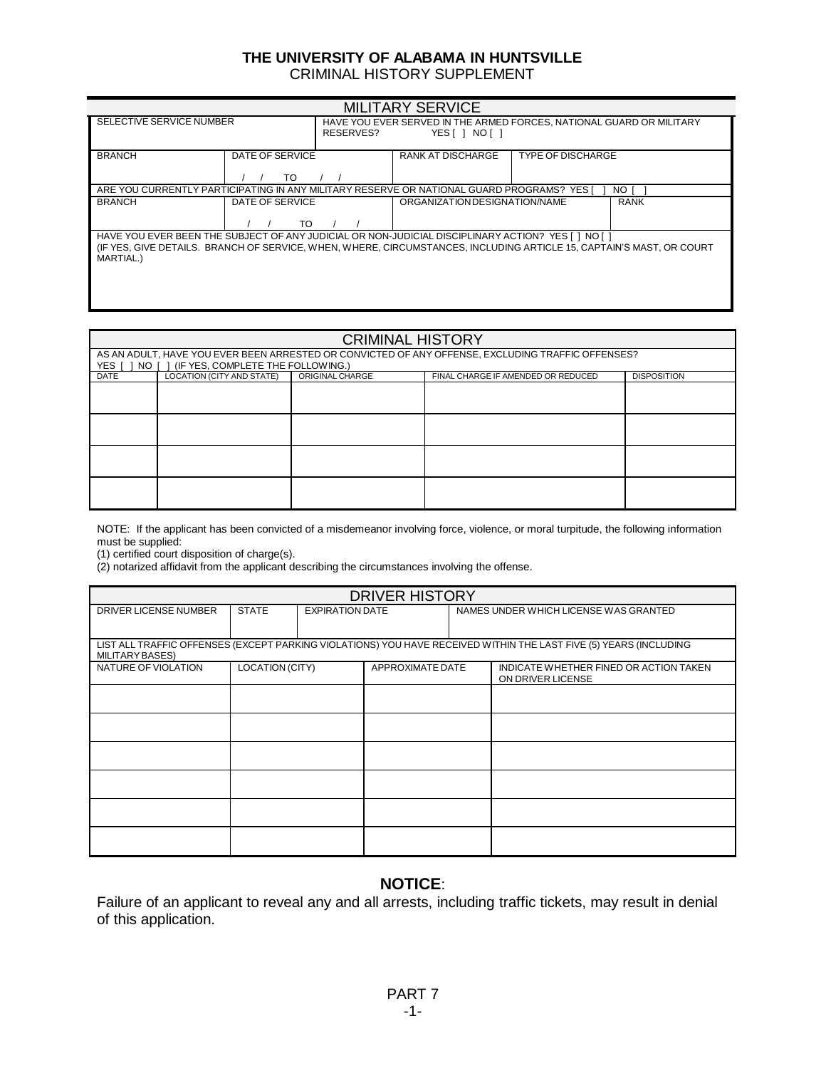# THE UNIVERSITY OF ALABAMA IN HUNTSVILLE

CRIMINAL HISTORY SUPPLEMENT

## MILITARY SERVICE

| SELECTIVE SERVICE NUMBER | | HAVE YOU EVER SERVED IN THE ARMED FORCES, NATIONAL GUARD OR MILITARY RESERVES? YES [ ] NO [ ] | | |
|---|---|---|---|---|
| BRANCH | DATE OF SERVICE<br>/ / TO / / | | RANK AT DISCHARGE | TYPE OF DISCHARGE |

ARE YOU CURRENTLY PARTICIPATING IN ANY MILITARY RESERVE OR NATIONAL GUARD PROGRAMS? YES [ ] NO [ ]

| BRANCH | DATE OF SERVICE | ORGANIZATION DESIGNATION/NAME | RANK |
|---|---|---|---|
| | / / TO / / | | |

HAVE YOU EVER BEEN THE SUBJECT OF ANY JUDICIAL OR NON-JUDICIAL DISCIPLINARY ACTION? YES [ ] NO [ ]
(IF YES, GIVE DETAILS. BRANCH OF SERVICE, WHEN, WHERE, CIRCUMSTANCES, INCLUDING ARTICLE 15, CAPTAIN'S MAST, OR COURT MARTIAL.)

## CRIMINAL HISTORY

AS AN ADULT, HAVE YOU EVER BEEN ARRESTED OR CONVICTED OF ANY OFFENSE, EXCLUDING TRAFFIC OFFENSES?
YES [ ] NO [ ] (IF YES, COMPLETE THE FOLLOWING.)

| DATE | LOCATION (CITY AND STATE) | ORIGINAL CHARGE | FINAL CHARGE IF AMENDED OR REDUCED | DISPOSITION |
|---|---|---|---|---|
| | | | | |
| | | | | |
| | | | | |
| | | | | |

NOTE: If the applicant has been convicted of a misdemeanor involving force, violence, or moral turpitude, the following information must be supplied:
(1) certified court disposition of charge(s).
(2) notarized affidavit from the applicant describing the circumstances involving the offense.

## DRIVER HISTORY

| DRIVER LICENSE NUMBER | STATE | EXPIRATION DATE | NAMES UNDER WHICH LICENSE WAS GRANTED |
|---|---|---|---|
| | | | |

LIST ALL TRAFFIC OFFENSES (EXCEPT PARKING VIOLATIONS) YOU HAVE RECEIVED WITHIN THE LAST FIVE (5) YEARS (INCLUDING MILITARY BASES)

| NATURE OF VIOLATION | LOCATION (CITY) | APPROXIMATE DATE | INDICATE WHETHER FINED OR ACTION TAKEN ON DRIVER LICENSE |
|---|---|---|---|
| | | | |
| | | | |
| | | | |
| | | | |
| | | | |
| | | | |

**NOTICE**:

Failure of an applicant to reveal any and all arrests, including traffic tickets, may result in denial of this application.

PART 7
-1-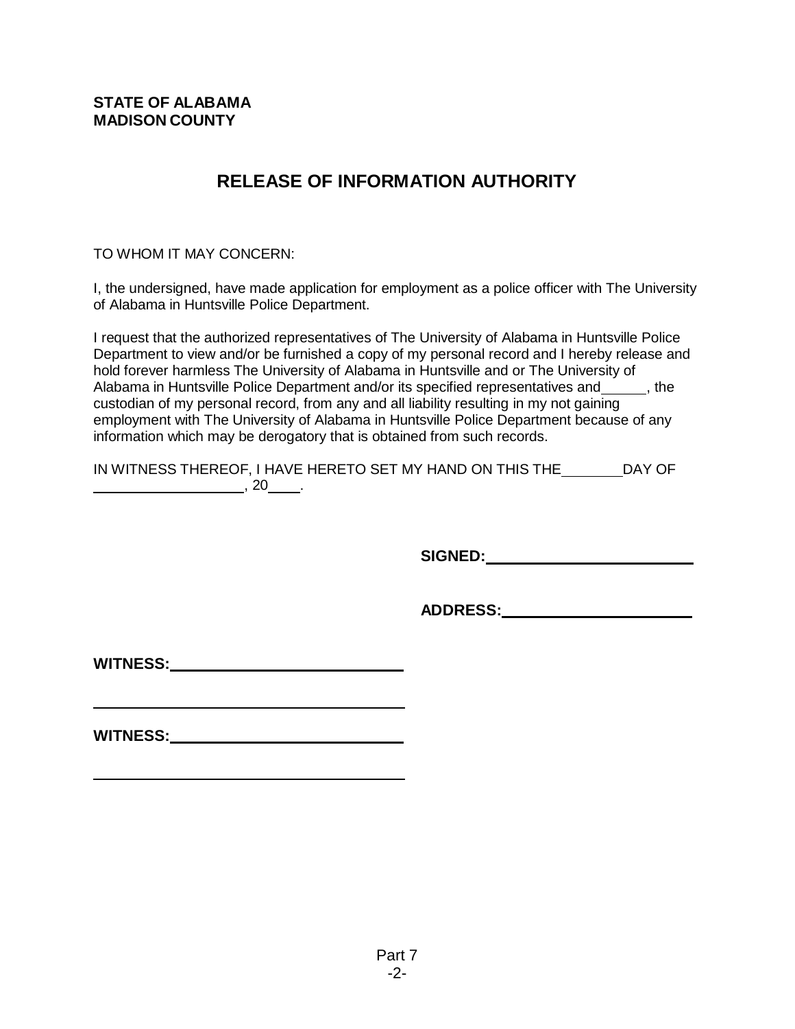**STATE OF ALABAMA**
**MADISON COUNTY**

# RELEASE OF INFORMATION AUTHORITY

TO WHOM IT MAY CONCERN:

I, the undersigned, have made application for employment as a police officer with The University of Alabama in Huntsville Police Department.

I request that the authorized representatives of The University of Alabama in Huntsville Police Department to view and/or be furnished a copy of my personal record and I hereby release and hold forever harmless The University of Alabama in Huntsville and or The University of Alabama in Huntsville Police Department and/or its specified representatives and\_\_\_\_\_\_, the custodian of my personal record, from any and all liability resulting in my not gaining employment with The University of Alabama in Huntsville Police Department because of any information which may be derogatory that is obtained from such records.

IN WITNESS THEREOF, I HAVE HERETO SET MY HAND ON THIS THE\_\_\_\_\_\_\_\_DAY OF \_\_\_\_\_\_\_\_\_\_\_\_\_\_\_\_\_\_\_\_, 20\_\_\_\_.

**SIGNED:**\_\_\_\_\_\_\_\_\_\_\_\_\_\_\_\_\_\_\_\_\_\_\_\_\_\_

**ADDRESS:**\_\_\_\_\_\_\_\_\_\_\_\_\_\_\_\_\_\_\_\_\_\_\_\_

**WITNESS:**\_\_\_\_\_\_\_\_\_\_\_\_\_\_\_\_\_\_\_\_\_\_\_\_\_\_\_\_\_\_

\_\_\_\_\_\_\_\_\_\_\_\_\_\_\_\_\_\_\_\_\_\_\_\_\_\_\_\_\_\_\_\_\_\_\_\_\_\_\_\_

**WITNESS:**\_\_\_\_\_\_\_\_\_\_\_\_\_\_\_\_\_\_\_\_\_\_\_\_\_\_\_\_\_\_

\_\_\_\_\_\_\_\_\_\_\_\_\_\_\_\_\_\_\_\_\_\_\_\_\_\_\_\_\_\_\_\_\_\_\_\_\_\_\_\_

Part 7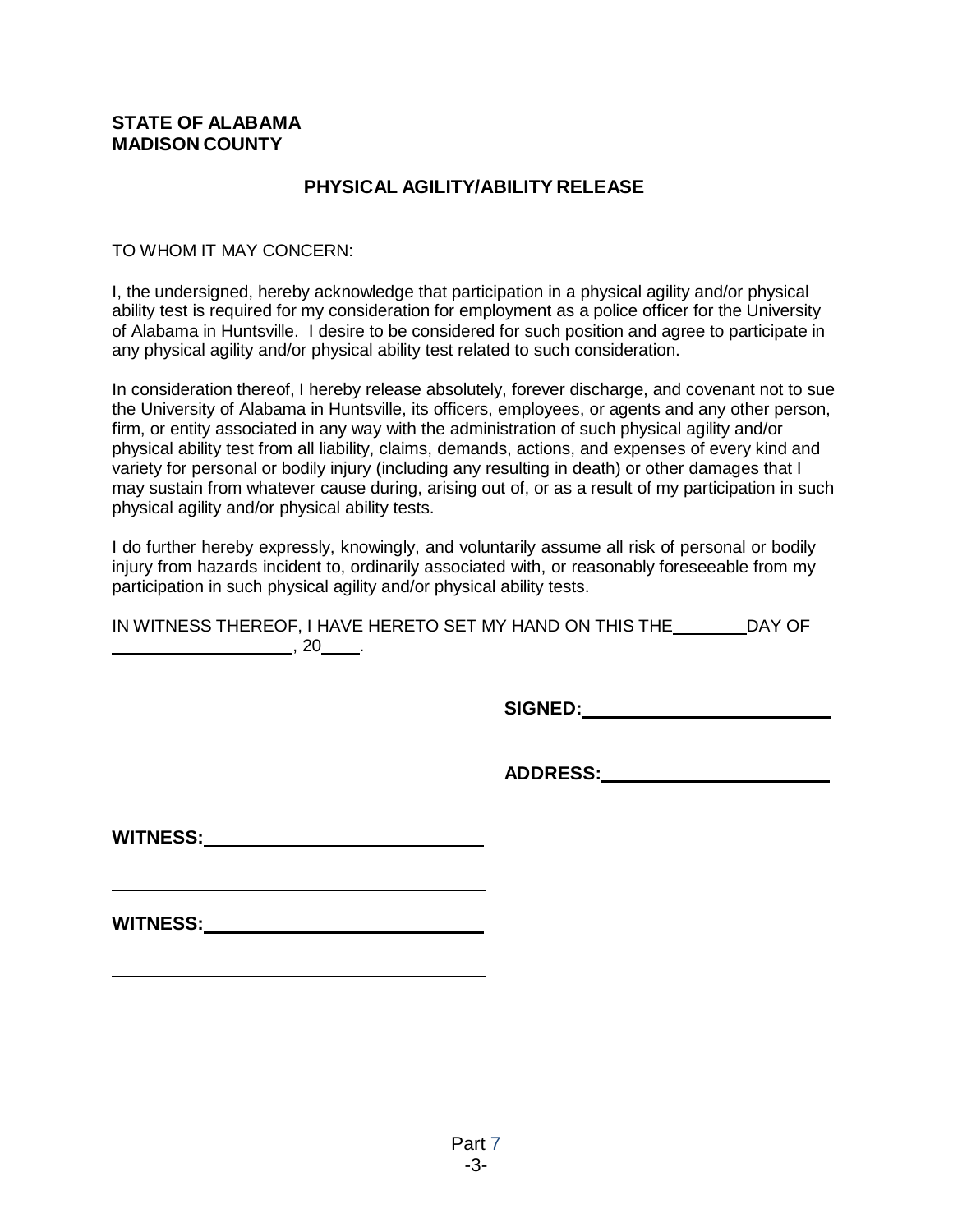**STATE OF ALABAMA**
**MADISON COUNTY**

## PHYSICAL AGILITY/ABILITY RELEASE

TO WHOM IT MAY CONCERN:

I, the undersigned, hereby acknowledge that participation in a physical agility and/or physical ability test is required for my consideration for employment as a police officer for the University of Alabama in Huntsville. I desire to be considered for such position and agree to participate in any physical agility and/or physical ability test related to such consideration.

In consideration thereof, I hereby release absolutely, forever discharge, and covenant not to sue the University of Alabama in Huntsville, its officers, employees, or agents and any other person, firm, or entity associated in any way with the administration of such physical agility and/or physical ability test from all liability, claims, demands, actions, and expenses of every kind and variety for personal or bodily injury (including any resulting in death) or other damages that I may sustain from whatever cause during, arising out of, or as a result of my participation in such physical agility and/or physical ability tests.

I do further hereby expressly, knowingly, and voluntarily assume all risk of personal or bodily injury from hazards incident to, ordinarily associated with, or reasonably foreseeable from my participation in such physical agility and/or physical ability tests.

IN WITNESS THEREOF, I HAVE HERETO SET MY HAND ON THIS THE ________ DAY OF ____________________, 20____.

**SIGNED:** ____________________________

**ADDRESS:** ____________________________

**WITNESS:** ____________________________

____________________________________

**WITNESS:** ____________________________

____________________________________

Part 7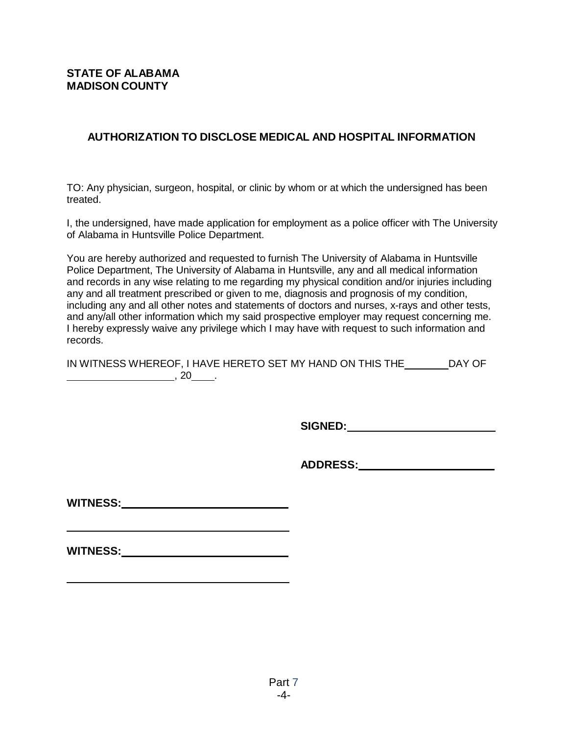**STATE OF ALABAMA**
**MADISON COUNTY**

## AUTHORIZATION TO DISCLOSE MEDICAL AND HOSPITAL INFORMATION

TO: Any physician, surgeon, hospital, or clinic by whom or at which the undersigned has been treated.

I, the undersigned, have made application for employment as a police officer with The University of Alabama in Huntsville Police Department.

You are hereby authorized and requested to furnish The University of Alabama in Huntsville Police Department, The University of Alabama in Huntsville, any and all medical information and records in any wise relating to me regarding my physical condition and/or injuries including any and all treatment prescribed or given to me, diagnosis and prognosis of my condition, including any and all other notes and statements of doctors and nurses, x-rays and other tests, and any/all other information which my said prospective employer may request concerning me. I hereby expressly waive any privilege which I may have with request to such information and records.

IN WITNESS WHEREOF, I HAVE HERETO SET MY HAND ON THIS THE ________ DAY OF ____________________, 20____.

**SIGNED:** __________________________

**ADDRESS:** __________________________

**WITNESS:** __________________________

______________________________________

**WITNESS:** __________________________

______________________________________

Part 7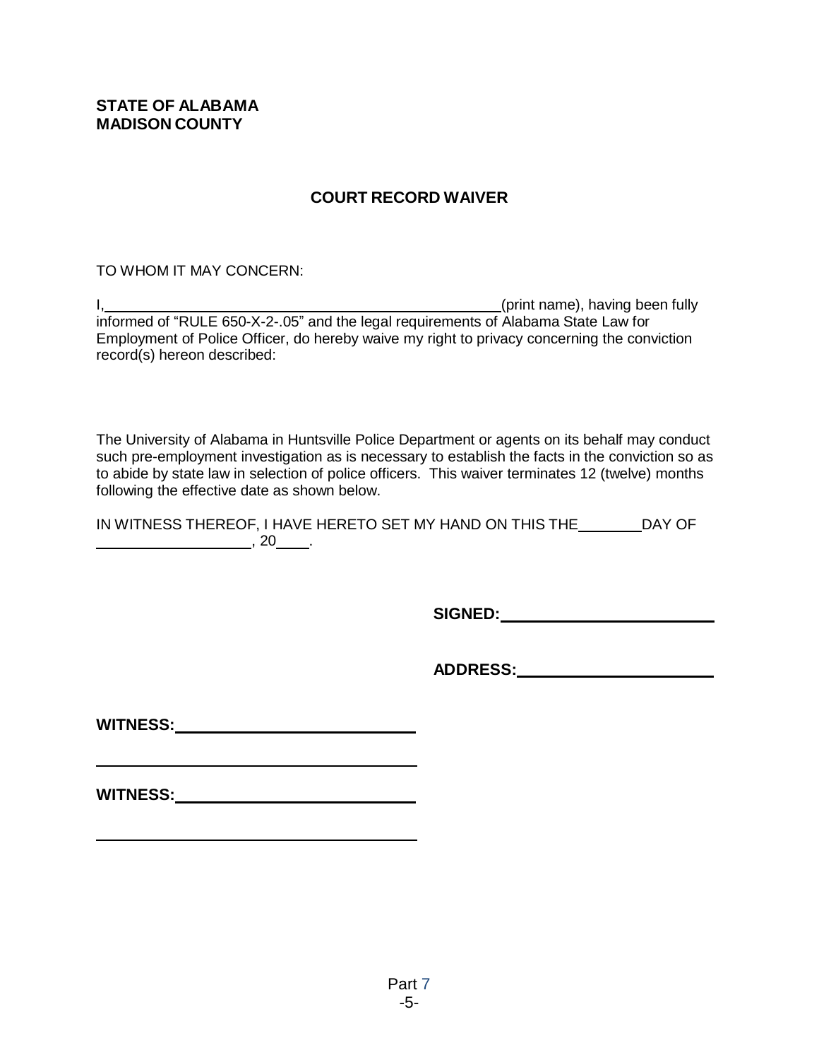**STATE OF ALABAMA**
**MADISON COUNTY**

## COURT RECORD WAIVER

TO WHOM IT MAY CONCERN:

I,\_\_\_\_\_\_\_\_\_\_\_\_\_\_\_\_\_\_\_\_\_\_\_\_\_\_\_\_\_\_\_\_\_\_\_\_\_\_\_\_\_\_\_\_(print name), having been fully informed of "RULE 650-X-2-.05" and the legal requirements of Alabama State Law for Employment of Police Officer, do hereby waive my right to privacy concerning the conviction record(s) hereon described:

The University of Alabama in Huntsville Police Department or agents on its behalf may conduct such pre-employment investigation as is necessary to establish the facts in the conviction so as to abide by state law in selection of police officers. This waiver terminates 12 (twelve) months following the effective date as shown below.

IN WITNESS THEREOF, I HAVE HERETO SET MY HAND ON THIS THE\_\_\_\_\_\_\_\_DAY OF \_\_\_\_\_\_\_\_\_\_\_\_\_\_\_\_\_\_\_, 20\_\_\_\_.

**SIGNED:**\_\_\_\_\_\_\_\_\_\_\_\_\_\_\_\_\_\_\_\_\_\_\_\_\_\_

**ADDRESS:**\_\_\_\_\_\_\_\_\_\_\_\_\_\_\_\_\_\_\_\_\_\_\_\_

**WITNESS:**\_\_\_\_\_\_\_\_\_\_\_\_\_\_\_\_\_\_\_\_\_\_\_\_\_\_\_\_

\_\_\_\_\_\_\_\_\_\_\_\_\_\_\_\_\_\_\_\_\_\_\_\_\_\_\_\_\_\_\_\_\_\_\_\_\_\_\_\_

**WITNESS:**\_\_\_\_\_\_\_\_\_\_\_\_\_\_\_\_\_\_\_\_\_\_\_\_\_\_\_\_

\_\_\_\_\_\_\_\_\_\_\_\_\_\_\_\_\_\_\_\_\_\_\_\_\_\_\_\_\_\_\_\_\_\_\_\_\_\_\_\_

Part 7